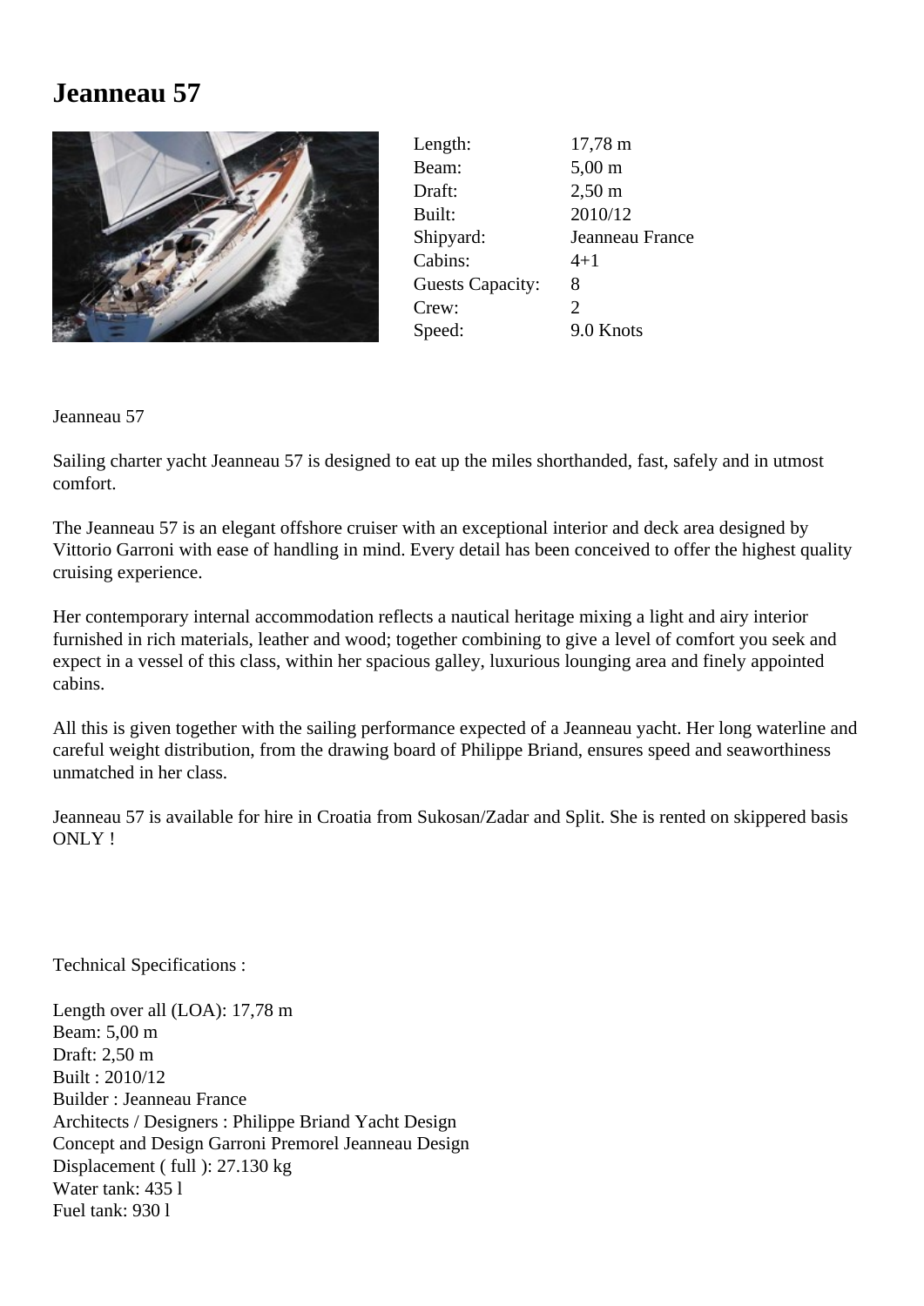# Jeanneau 57

| | |
|---|---|
| Length: | 17,78 m |
| Beam: | 5,00 m |
| Draft: | 2,50 m |
| Built: | 2010/12 |
| Shipyard: | Jeanneau France |
| Cabins: | 4+1 |
| Guests Capacity: | 8 |
| Crew: | 2 |
| Speed: | 9.0 Knots |

Jeanneau 57

Sailing charter yacht Jeanneau 57 is designed to eat up the miles shorthanded, fast, safely and in utmost comfort.

The Jeanneau 57 is an elegant offshore cruiser with an exceptional interior and deck area designed by Vittorio Garroni with ease of handling in mind. Every detail has been conceived to offer the highest quality cruising experience.

Her contemporary internal accommodation reflects a nautical heritage mixing a light and airy interior furnished in rich materials, leather and wood; together combining to give a level of comfort you seek and expect in a vessel of this class, within her spacious galley, luxurious lounging area and finely appointed cabins.

All this is given together with the sailing performance expected of a Jeanneau yacht. Her long waterline and careful weight distribution, from the drawing board of Philippe Briand, ensures speed and seaworthiness unmatched in her class.

Jeanneau 57 is available for hire in Croatia from Sukosan/Zadar and Split. She is rented on skippered basis ONLY !

Technical Specifications :

Length over all (LOA): 17,78 m
Beam: 5,00 m
Draft: 2,50 m
Built : 2010/12
Builder : Jeanneau France
Architects / Designers : Philippe Briand Yacht Design
Concept and Design Garroni Premorel Jeanneau Design
Displacement ( full ): 27.130 kg
Water tank: 435 l
Fuel tank: 930 l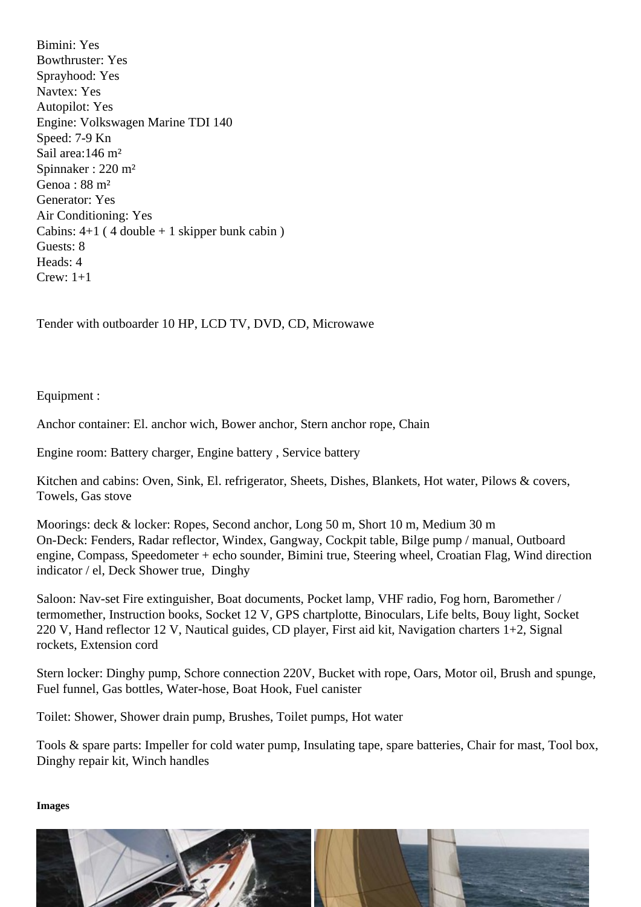Bimini: Yes
Bowthruster: Yes
Sprayhood: Yes
Navtex: Yes
Autopilot: Yes
Engine: Volkswagen Marine TDI 140
Speed: 7-9 Kn
Sail area:146 m²
Spinnaker : 220 m²
Genoa : 88 m²
Generator: Yes
Air Conditioning: Yes
Cabins: 4+1 ( 4 double + 1 skipper bunk cabin )
Guests: 8
Heads: 4
Crew: 1+1

Tender with outboarder 10 HP, LCD TV, DVD, CD, Microwawe

Equipment :

Anchor container: El. anchor wich, Bower anchor, Stern anchor rope, Chain

Engine room: Battery charger, Engine battery , Service battery

Kitchen and cabins: Oven, Sink, El. refrigerator, Sheets, Dishes, Blankets, Hot water, Pilows & covers, Towels, Gas stove

Moorings: deck & locker: Ropes, Second anchor, Long 50 m, Short 10 m, Medium 30 m
On-Deck: Fenders, Radar reflector, Windex, Gangway, Cockpit table, Bilge pump / manual, Outboard engine, Compass, Speedometer + echo sounder, Bimini true, Steering wheel, Croatian Flag, Wind direction indicator / el, Deck Shower true, Dinghy

Saloon: Nav-set Fire extinguisher, Boat documents, Pocket lamp, VHF radio, Fog horn, Baromether / termomether, Instruction books, Socket 12 V, GPS chartplotte, Binoculars, Life belts, Bouy light, Socket 220 V, Hand reflector 12 V, Nautical guides, CD player, First aid kit, Navigation charters 1+2, Signal rockets, Extension cord

Stern locker: Dinghy pump, Schore connection 220V, Bucket with rope, Oars, Motor oil, Brush and spunge, Fuel funnel, Gas bottles, Water-hose, Boat Hook, Fuel canister

Toilet: Shower, Shower drain pump, Brushes, Toilet pumps, Hot water

Tools & spare parts: Impeller for cold water pump, Insulating tape, spare batteries, Chair for mast, Tool box, Dinghy repair kit, Winch handles

**Images**